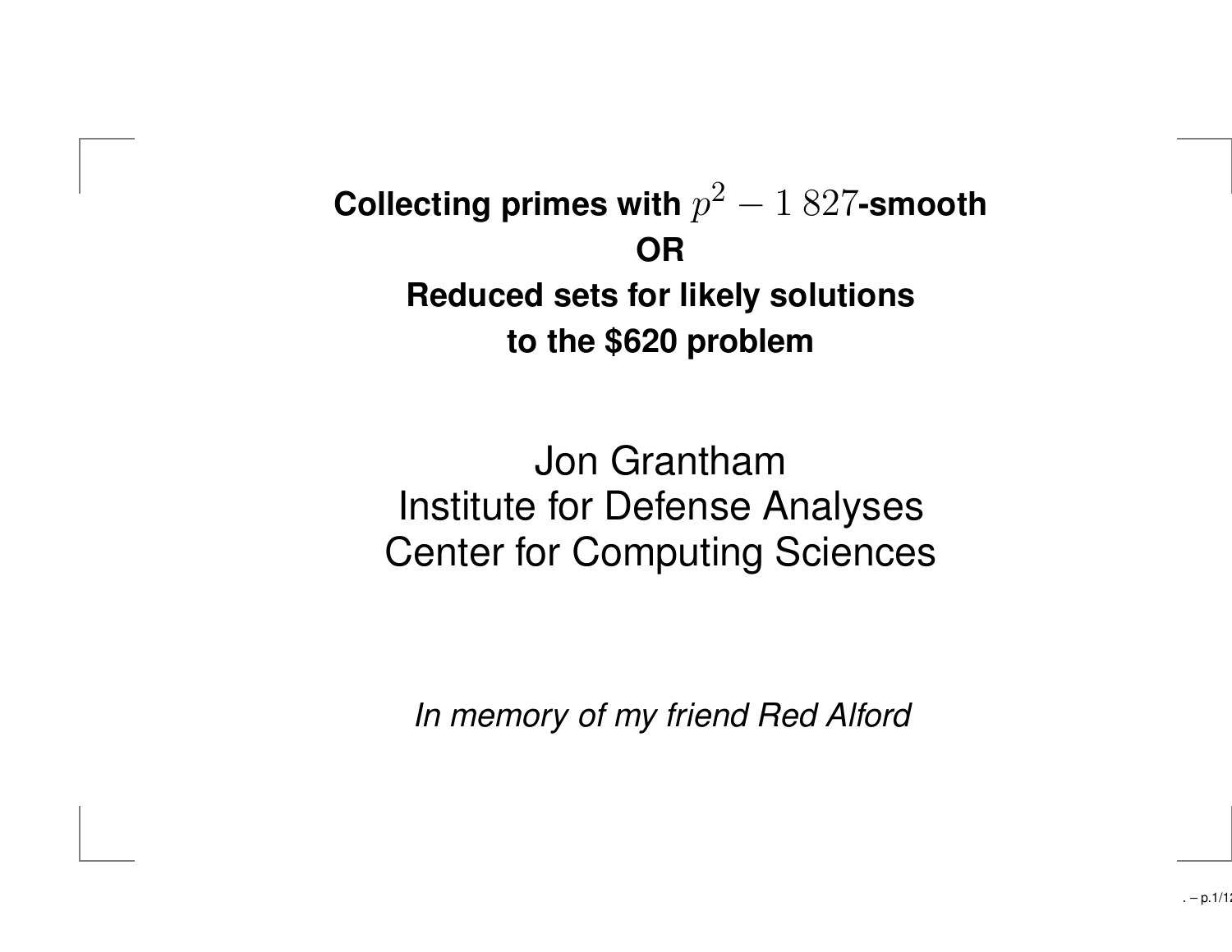# Collecting primes with $p^2 - 1$ $827$-smooth

**OR**

**Reduced sets for likely solutions to the $620 problem**

Jon Grantham
Institute for Defense Analyses
Center for Computing Sciences

*In memory of my friend Red Alford*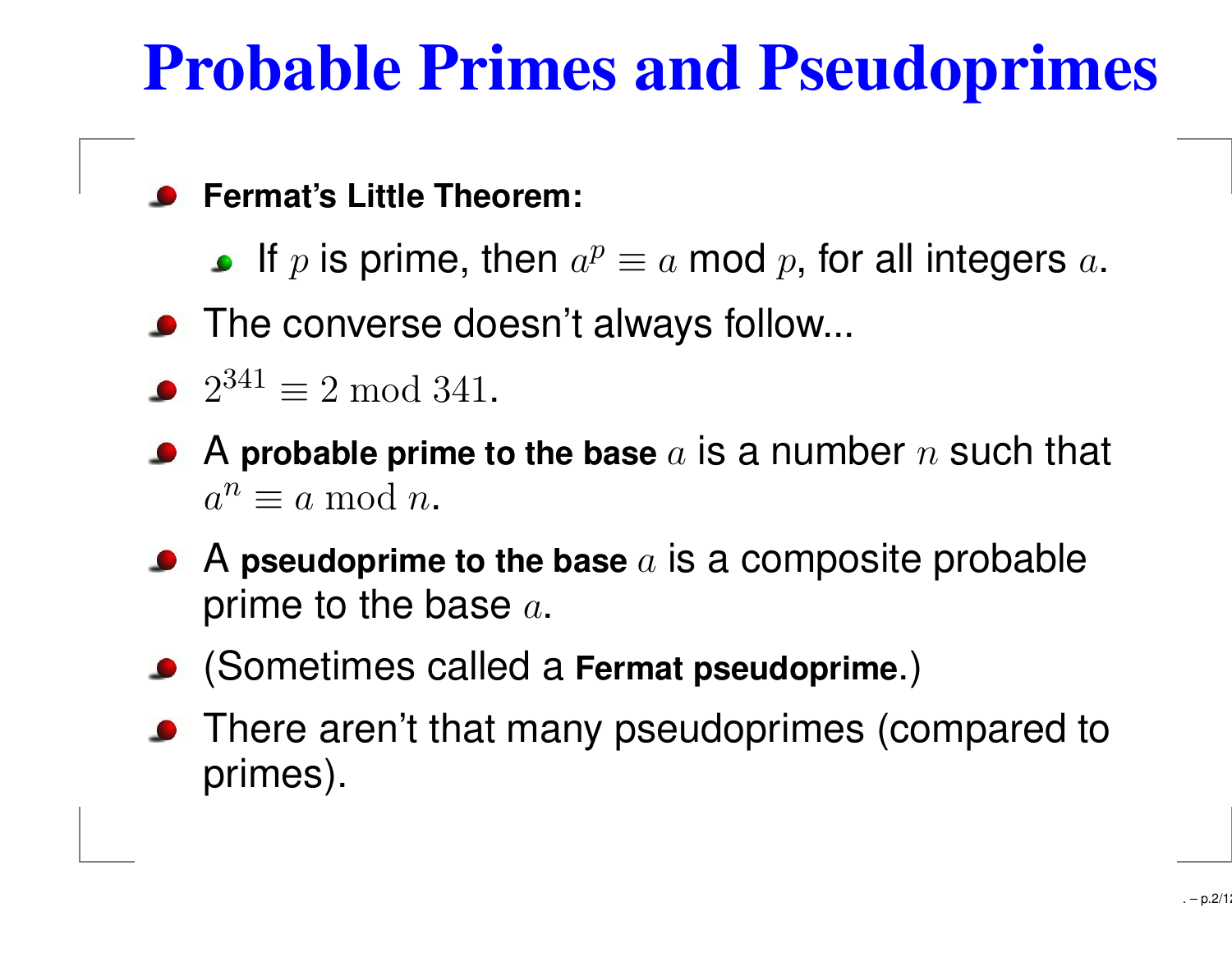# Probable Primes and Pseudoprimes

- **Fermat's Little Theorem:**
  - If $p$ is prime, then $a^p \equiv a$ mod $p$, for all integers $a$.
- The converse doesn't always follow...
- $2^{341} \equiv 2 \bmod 341$.
- A **probable prime to the base** $a$ is a number $n$ such that $a^n \equiv a \bmod n$.
- A **pseudoprime to the base** $a$ is a composite probable prime to the base $a$.
- (Sometimes called a **Fermat pseudoprime**.)
- There aren't that many pseudoprimes (compared to primes).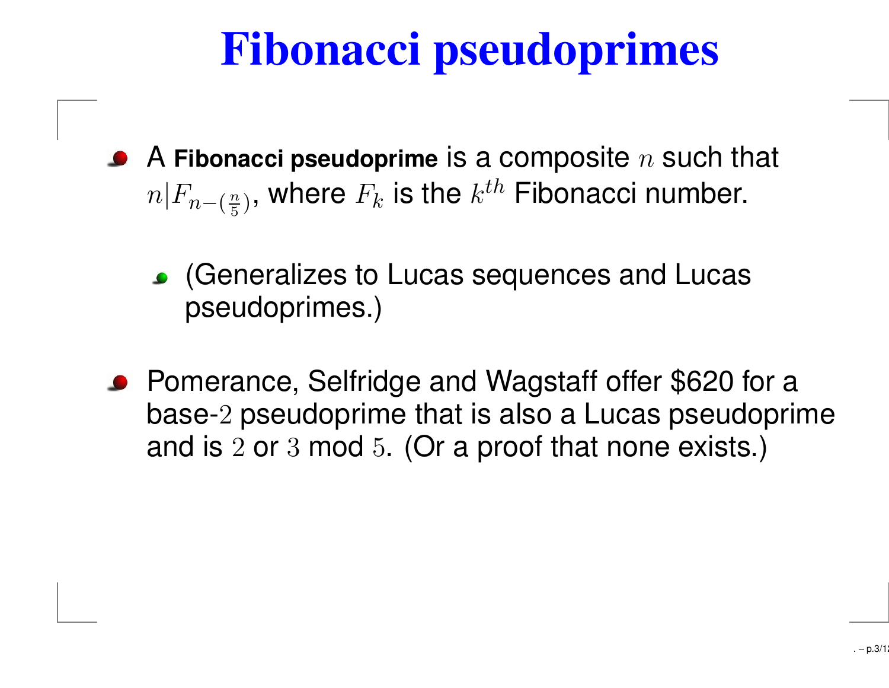# Fibonacci pseudoprimes

- A **Fibonacci pseudoprime** is a composite $n$ such that $n|F_{n-(\frac{n}{5})}$, where $F_k$ is the $k^{th}$ Fibonacci number.
  - (Generalizes to Lucas sequences and Lucas pseudoprimes.)
- Pomerance, Selfridge and Wagstaff offer $620 for a base-$2$ pseudoprime that is also a Lucas pseudoprime and is $2$ or $3$ mod $5$. (Or a proof that none exists.)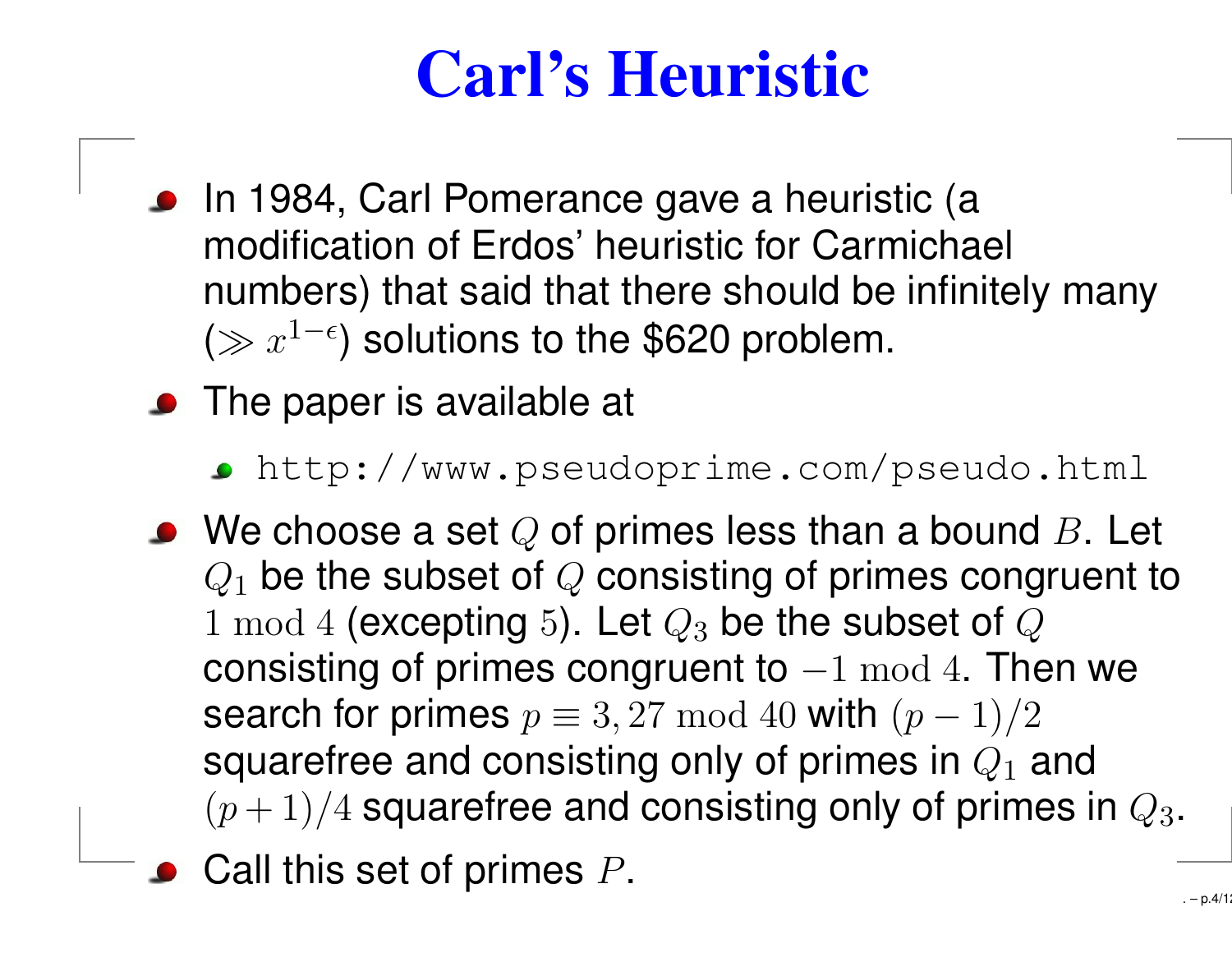# Carl's Heuristic

- In 1984, Carl Pomerance gave a heuristic (a modification of Erdos' heuristic for Carmichael numbers) that said that there should be infinitely many ($\gg x^{1-\epsilon}$) solutions to the $620 problem.
- The paper is available at
  - `http://www.pseudoprime.com/pseudo.html`
- We choose a set $Q$ of primes less than a bound $B$. Let $Q_1$ be the subset of $Q$ consisting of primes congruent to $1 \bmod 4$ (excepting $5$). Let $Q_3$ be the subset of $Q$ consisting of primes congruent to $-1 \bmod 4$. Then we search for primes $p \equiv 3, 27 \bmod 40$ with $(p-1)/2$ squarefree and consisting only of primes in $Q_1$ and $(p+1)/4$ squarefree and consisting only of primes in $Q_3$.
- Call this set of primes $P$.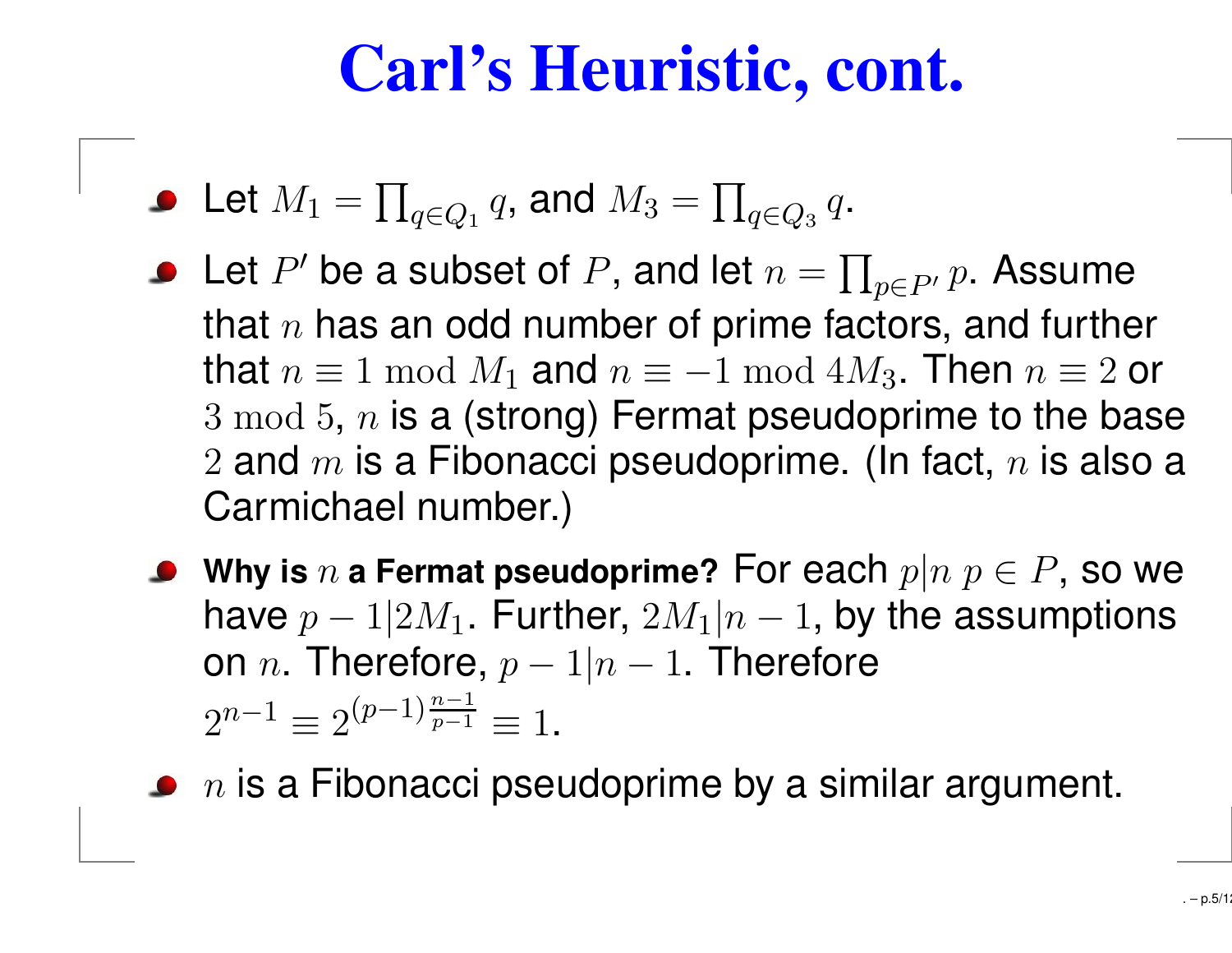# Carl's Heuristic, cont.

- Let $M_1 = \prod_{q \in Q_1} q$, and $M_3 = \prod_{q \in Q_3} q$.
- Let $P'$ be a subset of $P$, and let $n = \prod_{p \in P'} p$. Assume that $n$ has an odd number of prime factors, and further that $n \equiv 1 \bmod M_1$ and $n \equiv -1 \bmod 4M_3$. Then $n \equiv 2$ or $3 \bmod 5$, $n$ is a (strong) Fermat pseudoprime to the base $2$ and $m$ is a Fibonacci pseudoprime. (In fact, $n$ is also a Carmichael number.)
- **Why is $n$ a Fermat pseudoprime?** For each $p|n$ $p \in P$, so we have $p - 1|2M_1$. Further, $2M_1|n - 1$, by the assumptions on $n$. Therefore, $p - 1|n - 1$. Therefore $2^{n-1} \equiv 2^{(p-1)\frac{n-1}{p-1}} \equiv 1$.
- $n$ is a Fibonacci pseudoprime by a similar argument.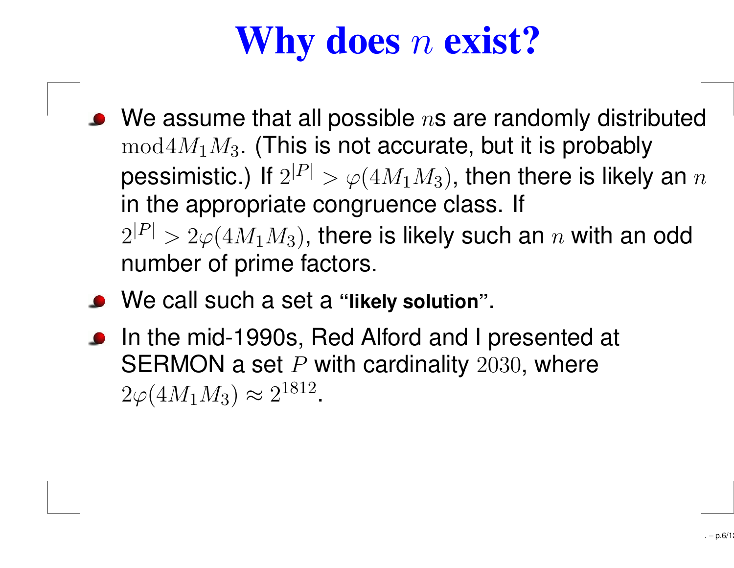# Why does $n$ exist?

- We assume that all possible $n$s are randomly distributed $\bmod 4M_1M_3$. (This is not accurate, but it is probably pessimistic.) If $2^{|P|} > \varphi(4M_1M_3)$, then there is likely an $n$ in the appropriate congruence class. If $2^{|P|} > 2\varphi(4M_1M_3)$, there is likely such an $n$ with an odd number of prime factors.
- We call such a set a **"likely solution"**.
- In the mid-1990s, Red Alford and I presented at SERMON a set $P$ with cardinality $2030$, where $2\varphi(4M_1M_3) \approx 2^{1812}$.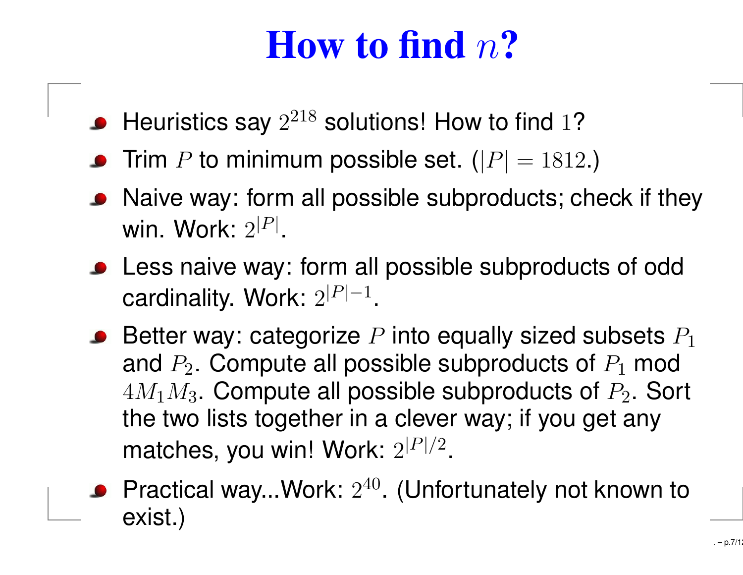# How to find $n$?

- Heuristics say $2^{218}$ solutions! How to find $1$?
- Trim $P$ to minimum possible set. ($|P| = 1812$.)
- Naive way: form all possible subproducts; check if they win. Work: $2^{|P|}$.
- Less naive way: form all possible subproducts of odd cardinality. Work: $2^{|P|-1}$.
- Better way: categorize $P$ into equally sized subsets $P_1$ and $P_2$. Compute all possible subproducts of $P_1$ mod $4M_1M_3$. Compute all possible subproducts of $P_2$. Sort the two lists together in a clever way; if you get any matches, you win! Work: $2^{|P|/2}$.
- Practical way...Work: $2^{40}$. (Unfortunately not known to exist.)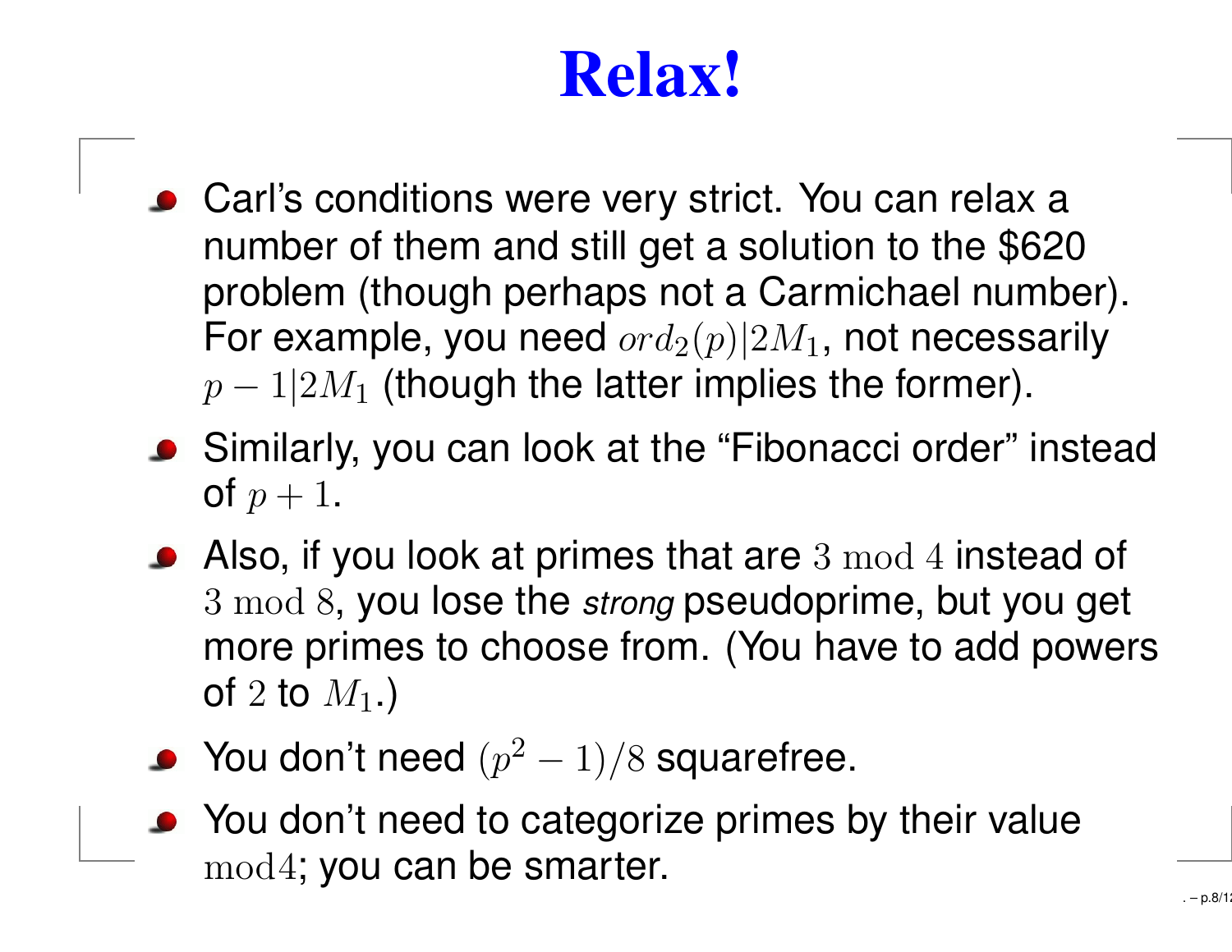# Relax!

- Carl's conditions were very strict. You can relax a number of them and still get a solution to the $620 problem (though perhaps not a Carmichael number). For example, you need $ord_2(p)|2M_1$, not necessarily $p-1|2M_1$ (though the latter implies the former).
- Similarly, you can look at the "Fibonacci order" instead of $p+1$.
- Also, if you look at primes that are $3 \bmod 4$ instead of $3 \bmod 8$, you lose the *strong* pseudoprime, but you get more primes to choose from. (You have to add powers of $2$ to $M_1$.)
- You don't need $(p^2-1)/8$ squarefree.
- You don't need to categorize primes by their value $\mathrm{mod} 4$; you can be smarter.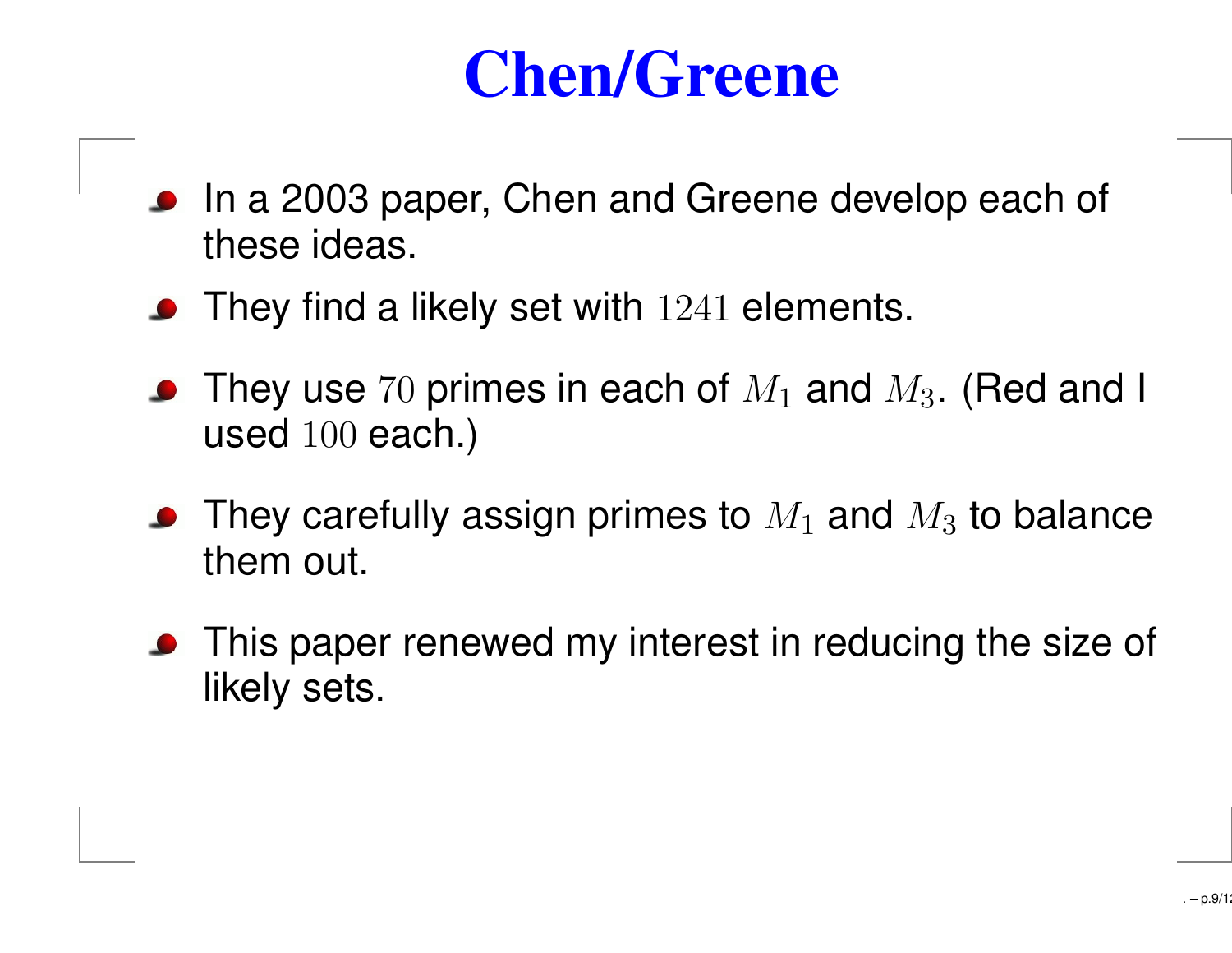# Chen/Greene

- In a 2003 paper, Chen and Greene develop each of these ideas.
- They find a likely set with $1241$ elements.
- They use $70$ primes in each of $M_1$ and $M_3$. (Red and I used $100$ each.)
- They carefully assign primes to $M_1$ and $M_3$ to balance them out.
- This paper renewed my interest in reducing the size of likely sets.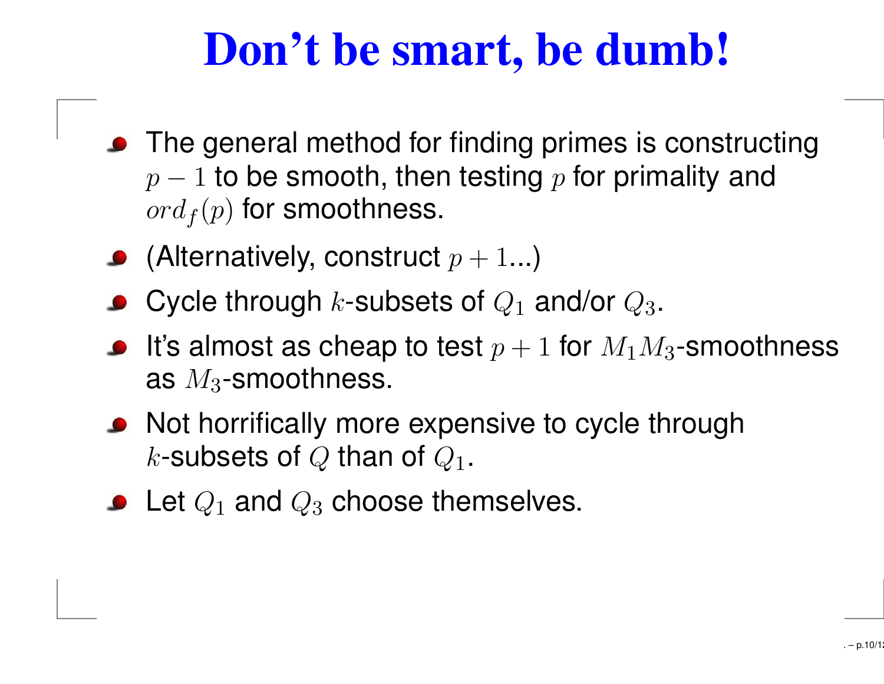# Don't be smart, be dumb!

- The general method for finding primes is constructing $p - 1$ to be smooth, then testing $p$ for primality and $ord_f(p)$ for smoothness.
- (Alternatively, construct $p + 1$...)
- Cycle through $k$-subsets of $Q_1$ and/or $Q_3$.
- It's almost as cheap to test $p + 1$ for $M_1 M_3$-smoothness as $M_3$-smoothness.
- Not horrifically more expensive to cycle through $k$-subsets of $Q$ than of $Q_1$.
- Let $Q_1$ and $Q_3$ choose themselves.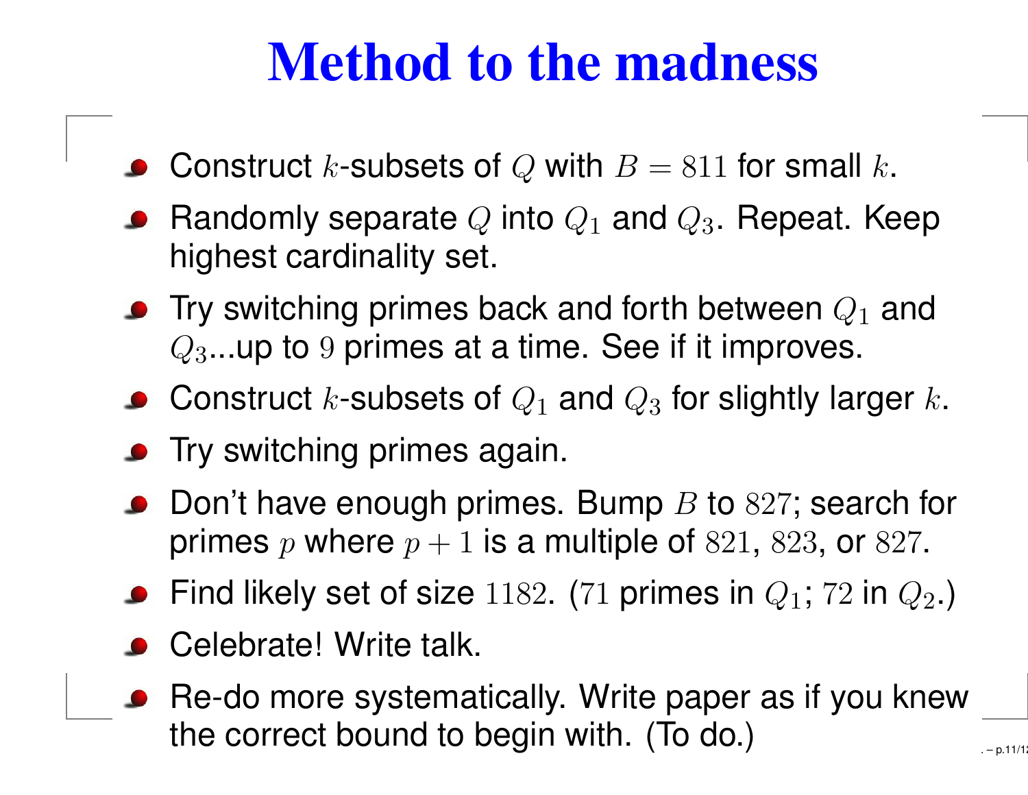# Method to the madness

- Construct $k$-subsets of $Q$ with $B = 811$ for small $k$.
- Randomly separate $Q$ into $Q_1$ and $Q_3$. Repeat. Keep highest cardinality set.
- Try switching primes back and forth between $Q_1$ and $Q_3$...up to $9$ primes at a time. See if it improves.
- Construct $k$-subsets of $Q_1$ and $Q_3$ for slightly larger $k$.
- Try switching primes again.
- Don't have enough primes. Bump $B$ to $827$; search for primes $p$ where $p + 1$ is a multiple of $821$, $823$, or $827$.
- Find likely set of size $1182$. ($71$ primes in $Q_1$; $72$ in $Q_2$.)
- Celebrate! Write talk.
- Re-do more systematically. Write paper as if you knew the correct bound to begin with. (To do.)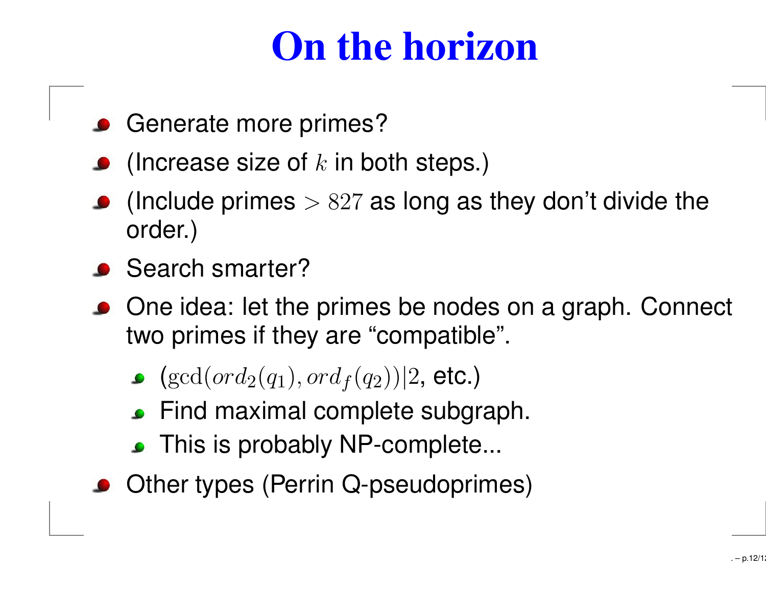# On the horizon

- Generate more primes?
- (Increase size of $k$ in both steps.)
- (Include primes $> 827$ as long as they don't divide the order.)
- Search smarter?
- One idea: let the primes be nodes on a graph. Connect two primes if they are "compatible".
  - $(\gcd(ord_2(q_1), ord_f(q_2))|2$, etc.)
  - Find maximal complete subgraph.
  - This is probably NP-complete...
- Other types (Perrin Q-pseudoprimes)